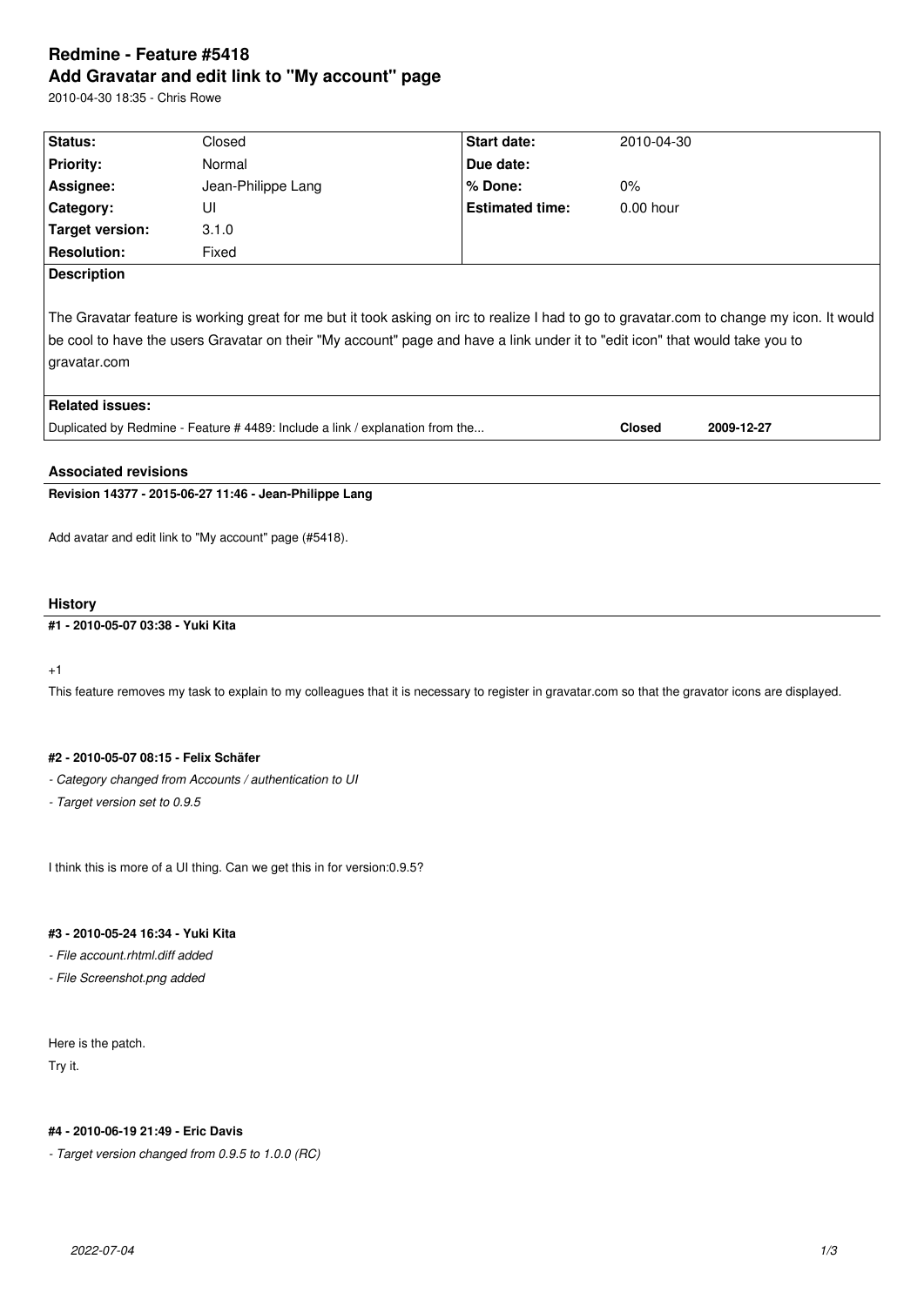# Redmine - Feature #5418

## Add Gravatar and edit link to "My account" page

2010-04-30 18:35 - Chris Rowe

| Status: | Closed | Start date: | 2010-04-30 |
|---|---|---|---|
| Priority: | Normal | Due date: | |
| Assignee: | Jean-Philippe Lang | % Done: | 0% |
| Category: | UI | Estimated time: | 0.00 hour |
| Target version: | 3.1.0 | | |
| Resolution: | Fixed | | |

**Description**

The Gravatar feature is working great for me but it took asking on irc to realize I had to go to gravatar.com to change my icon. It would be cool to have the users Gravatar on their "My account" page and have a link under it to "edit icon" that would take you to gravatar.com

**Related issues:**

| | | |
|---|---|---|
| Duplicated by Redmine - Feature # 4489: Include a link / explanation from the... | **Closed** | **2009-12-27** |

### Associated revisions

**Revision 14377 - 2015-06-27 11:46 - Jean-Philippe Lang**

Add avatar and edit link to "My account" page (#5418).

### History

**#1 - 2010-05-07 03:38 - Yuki Kita**

+1

This feature removes my task to explain to my colleagues that it is necessary to register in gravatar.com so that the gravator icons are displayed.

**#2 - 2010-05-07 08:15 - Felix Schäfer**

*- Category changed from Accounts / authentication to UI*

*- Target version set to 0.9.5*

I think this is more of a UI thing. Can we get this in for version:0.9.5?

**#3 - 2010-05-24 16:34 - Yuki Kita**

*- File account.rhtml.diff added*

*- File Screenshot.png added*

Here is the patch.

Try it.

**#4 - 2010-06-19 21:49 - Eric Davis**

*- Target version changed from 0.9.5 to 1.0.0 (RC)*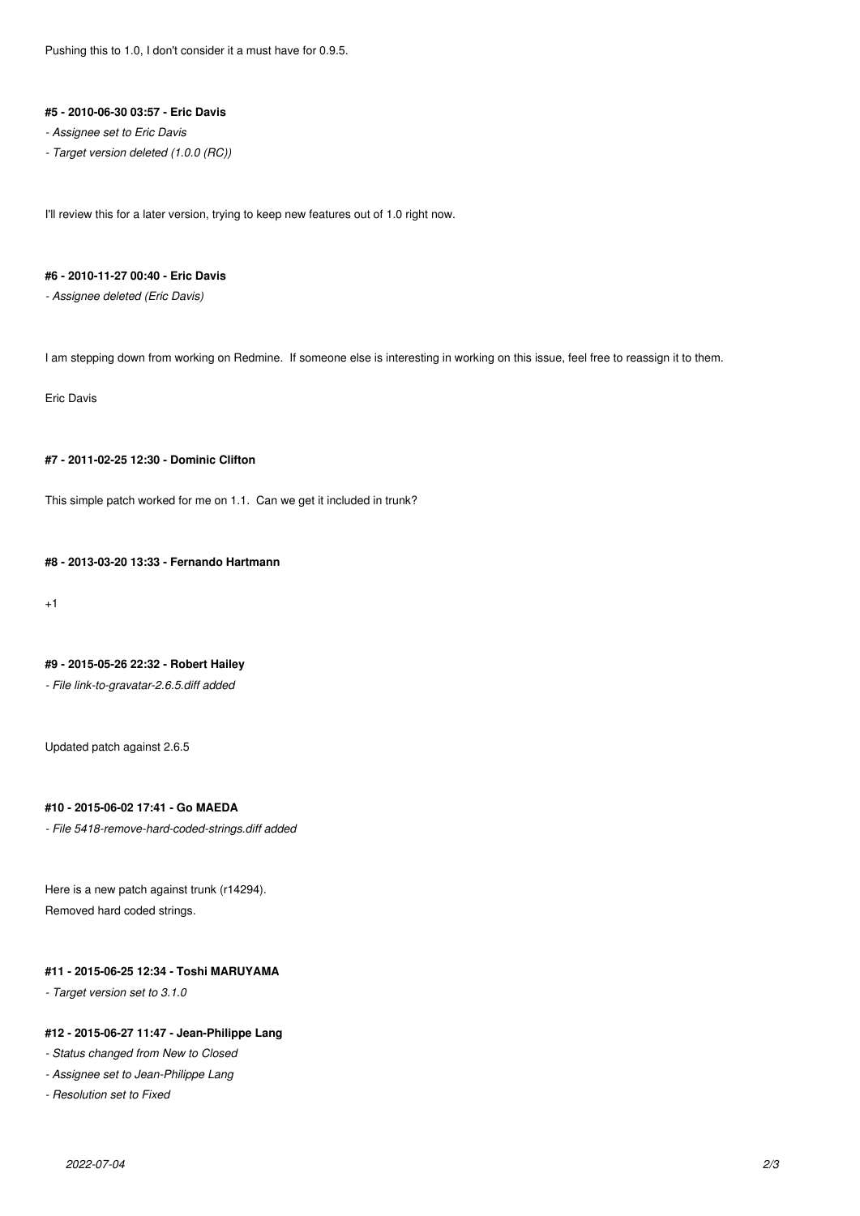Pushing this to 1.0, I don't consider it a must have for 0.9.5.

#### #5 - 2010-06-30 03:57 - Eric Davis

- *Assignee set to Eric Davis*
- *Target version deleted (1.0.0 (RC))*

I'll review this for a later version, trying to keep new features out of 1.0 right now.

#### #6 - 2010-11-27 00:40 - Eric Davis

- *Assignee deleted (Eric Davis)*

I am stepping down from working on Redmine. If someone else is interesting in working on this issue, feel free to reassign it to them.

Eric Davis

#### #7 - 2011-02-25 12:30 - Dominic Clifton

This simple patch worked for me on 1.1. Can we get it included in trunk?

#### #8 - 2013-03-20 13:33 - Fernando Hartmann

+1

#### #9 - 2015-05-26 22:32 - Robert Hailey

- *File link-to-gravatar-2.6.5.diff added*

Updated patch against 2.6.5

#### #10 - 2015-06-02 17:41 - Go MAEDA

- *File 5418-remove-hard-coded-strings.diff added*

Here is a new patch against trunk (r14294).
Removed hard coded strings.

#### #11 - 2015-06-25 12:34 - Toshi MARUYAMA

- *Target version set to 3.1.0*

#### #12 - 2015-06-27 11:47 - Jean-Philippe Lang

- *Status changed from New to Closed*
- *Assignee set to Jean-Philippe Lang*
- *Resolution set to Fixed*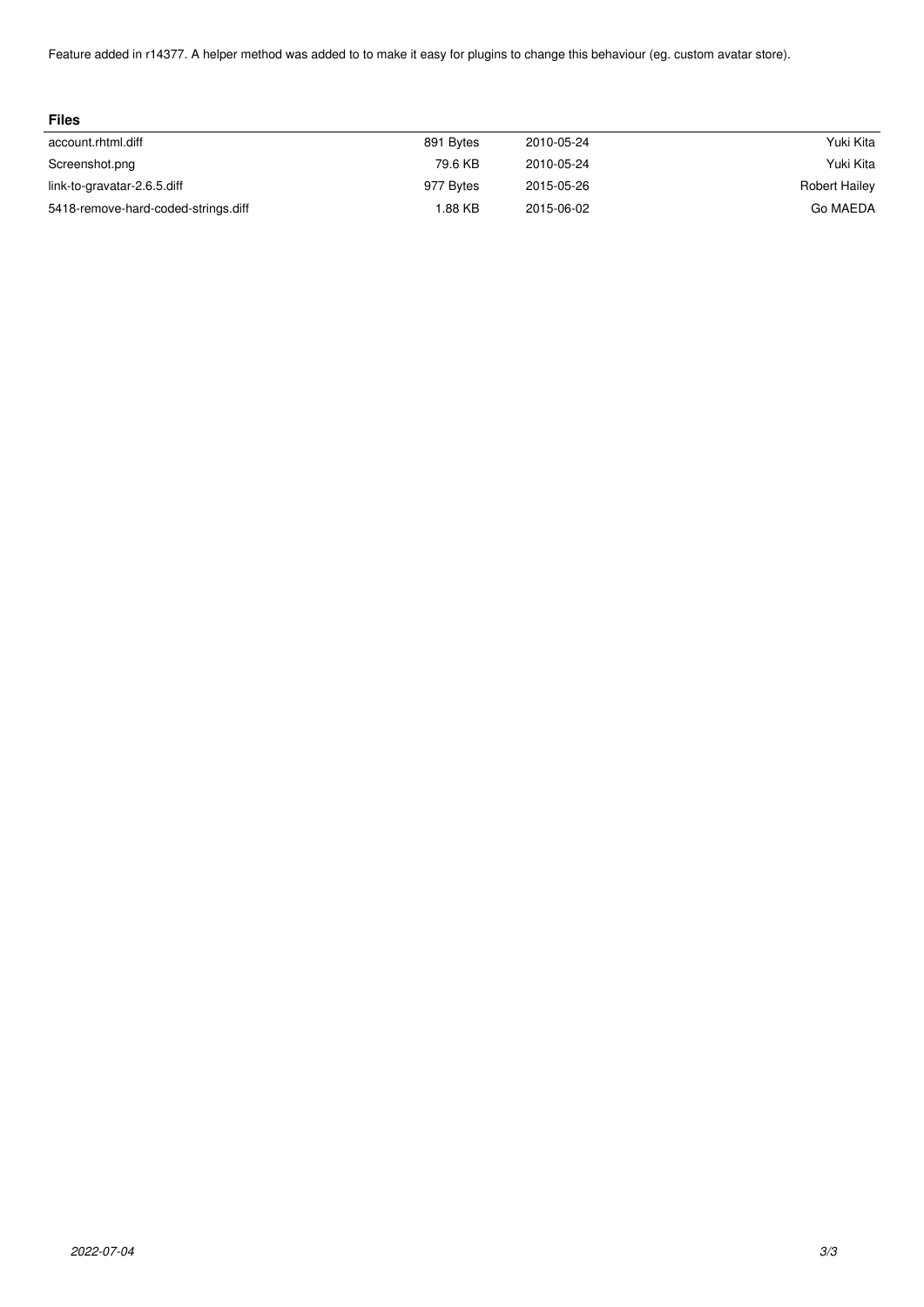Feature added in r14377. A helper method was added to to make it easy for plugins to change this behaviour (eg. custom avatar store).

**Files**

| | | | |
|---|---|---|---|
| account.rhtml.diff | 891 Bytes | 2010-05-24 | Yuki Kita |
| Screenshot.png | 79.6 KB | 2010-05-24 | Yuki Kita |
| link-to-gravatar-2.6.5.diff | 977 Bytes | 2015-05-26 | Robert Hailey |
| 5418-remove-hard-coded-strings.diff | 1.88 KB | 2015-06-02 | Go MAEDA |